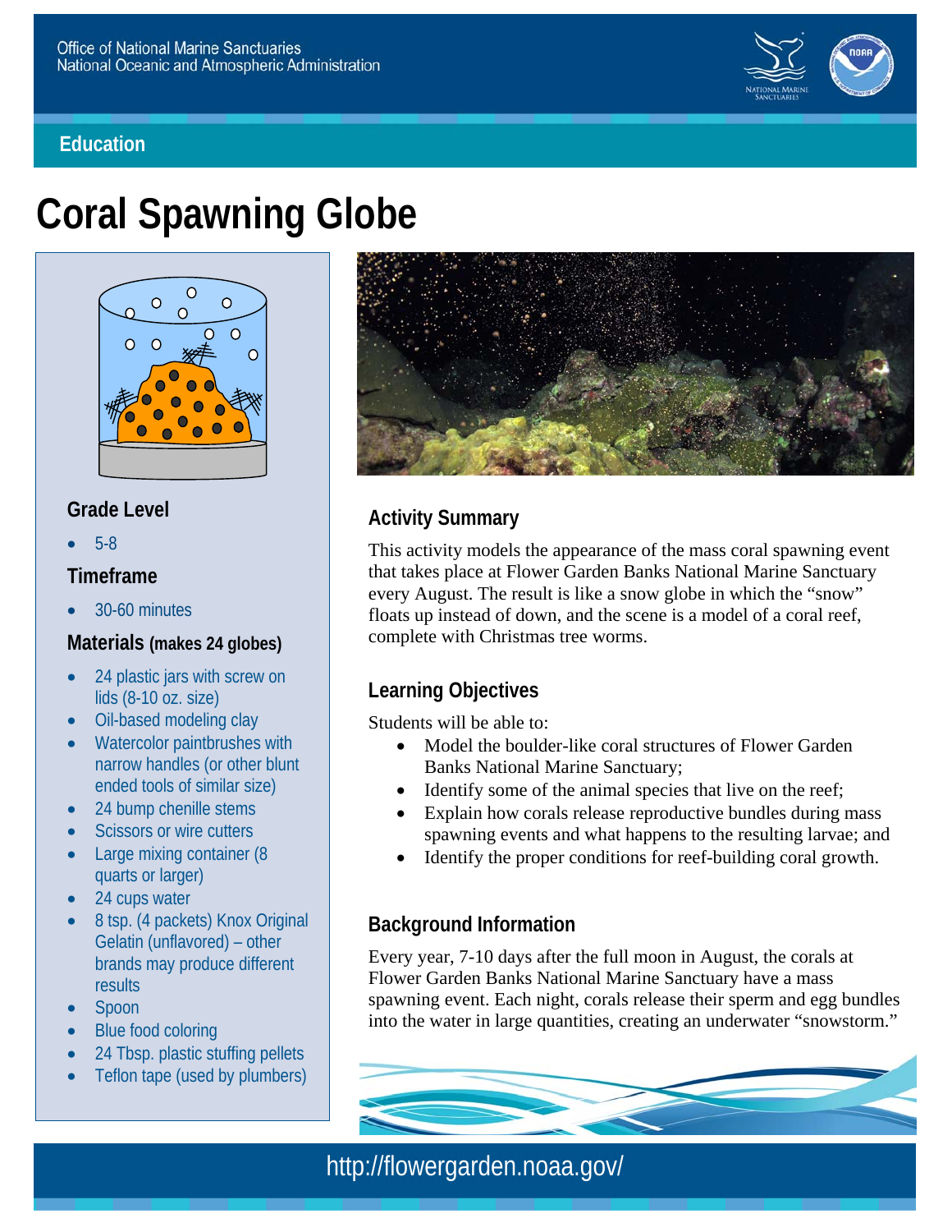Office of National Marine Sanctuaries
National Oceanic and Atmospheric Administration

**Education**

# Coral Spawning Globe

## Grade Level

- 5-8

## Timeframe

- 30-60 minutes

## Materials (makes 24 globes)

- 24 plastic jars with screw on lids (8-10 oz. size)
- Oil-based modeling clay
- Watercolor paintbrushes with narrow handles (or other blunt ended tools of similar size)
- 24 bump chenille stems
- Scissors or wire cutters
- Large mixing container (8 quarts or larger)
- 24 cups water
- 8 tsp. (4 packets) Knox Original Gelatin (unflavored) – other brands may produce different results
- Spoon
- Blue food coloring
- 24 Tbsp. plastic stuffing pellets
- Teflon tape (used by plumbers)

## Activity Summary

This activity models the appearance of the mass coral spawning event that takes place at Flower Garden Banks National Marine Sanctuary every August. The result is like a snow globe in which the "snow" floats up instead of down, and the scene is a model of a coral reef, complete with Christmas tree worms.

## Learning Objectives

Students will be able to:

- Model the boulder-like coral structures of Flower Garden Banks National Marine Sanctuary;
- Identify some of the animal species that live on the reef;
- Explain how corals release reproductive bundles during mass spawning events and what happens to the resulting larvae; and
- Identify the proper conditions for reef-building coral growth.

## Background Information

Every year, 7-10 days after the full moon in August, the corals at Flower Garden Banks National Marine Sanctuary have a mass spawning event. Each night, corals release their sperm and egg bundles into the water in large quantities, creating an underwater "snowstorm."

http://flowergarden.noaa.gov/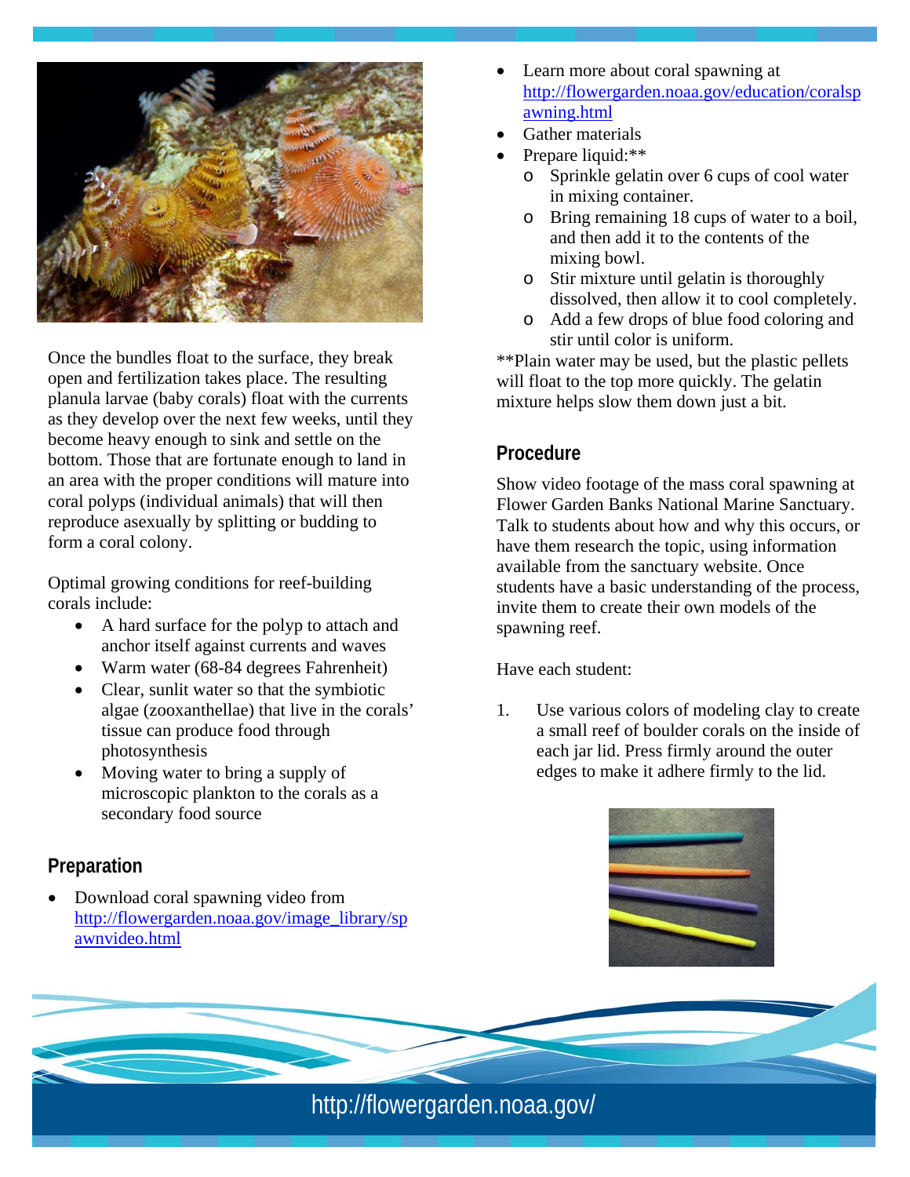Once the bundles float to the surface, they break open and fertilization takes place. The resulting planula larvae (baby corals) float with the currents as they develop over the next few weeks, until they become heavy enough to sink and settle on the bottom. Those that are fortunate enough to land in an area with the proper conditions will mature into coral polyps (individual animals) that will then reproduce asexually by splitting or budding to form a coral colony.

Optimal growing conditions for reef-building corals include:

- A hard surface for the polyp to attach and anchor itself against currents and waves
- Warm water (68-84 degrees Fahrenheit)
- Clear, sunlit water so that the symbiotic algae (zooxanthellae) that live in the corals' tissue can produce food through photosynthesis
- Moving water to bring a supply of microscopic plankton to the corals as a secondary food source

## Preparation

- Download coral spawning video from http://flowergarden.noaa.gov/image_library/spawnvideo.html
- Learn more about coral spawning at http://flowergarden.noaa.gov/education/coralspawning.html
- Gather materials
- Prepare liquid:**
  - Sprinkle gelatin over 6 cups of cool water in mixing container.
  - Bring remaining 18 cups of water to a boil, and then add it to the contents of the mixing bowl.
  - Stir mixture until gelatin is thoroughly dissolved, then allow it to cool completely.
  - Add a few drops of blue food coloring and stir until color is uniform.

**Plain water may be used, but the plastic pellets will float to the top more quickly. The gelatin mixture helps slow them down just a bit.

## Procedure

Show video footage of the mass coral spawning at Flower Garden Banks National Marine Sanctuary. Talk to students about how and why this occurs, or have them research the topic, using information available from the sanctuary website. Once students have a basic understanding of the process, invite them to create their own models of the spawning reef.

Have each student:

1. Use various colors of modeling clay to create a small reef of boulder corals on the inside of each jar lid. Press firmly around the outer edges to make it adhere firmly to the lid.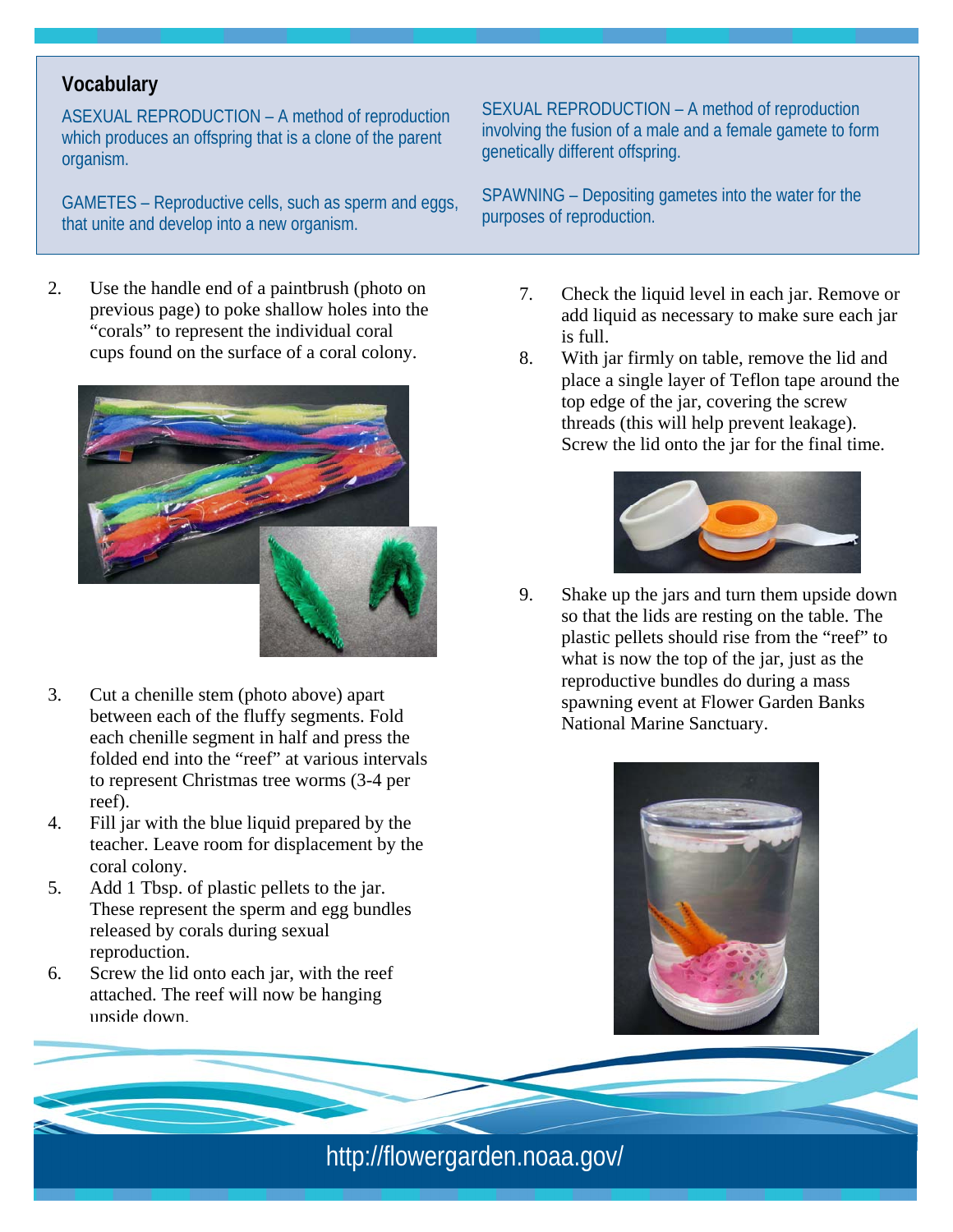## Vocabulary

ASEXUAL REPRODUCTION – A method of reproduction which produces an offspring that is a clone of the parent organism.

GAMETES – Reproductive cells, such as sperm and eggs, that unite and develop into a new organism.

SEXUAL REPRODUCTION – A method of reproduction involving the fusion of a male and a female gamete to form genetically different offspring.

SPAWNING – Depositing gametes into the water for the purposes of reproduction.

2. Use the handle end of a paintbrush (photo on previous page) to poke shallow holes into the "corals" to represent the individual coral cups found on the surface of a coral colony.

3. Cut a chenille stem (photo above) apart between each of the fluffy segments. Fold each chenille segment in half and press the folded end into the "reef" at various intervals to represent Christmas tree worms (3-4 per reef).
4. Fill jar with the blue liquid prepared by the teacher. Leave room for displacement by the coral colony.
5. Add 1 Tbsp. of plastic pellets to the jar. These represent the sperm and egg bundles released by corals during sexual reproduction.
6. Screw the lid onto each jar, with the reef attached. The reef will now be hanging upside down.
7. Check the liquid level in each jar. Remove or add liquid as necessary to make sure each jar is full.
8. With jar firmly on table, remove the lid and place a single layer of Teflon tape around the top edge of the jar, covering the screw threads (this will help prevent leakage). Screw the lid onto the jar for the final time.

9. Shake up the jars and turn them upside down so that the lids are resting on the table. The plastic pellets should rise from the "reef" to what is now the top of the jar, just as the reproductive bundles do during a mass spawning event at Flower Garden Banks National Marine Sanctuary.

http://flowergarden.noaa.gov/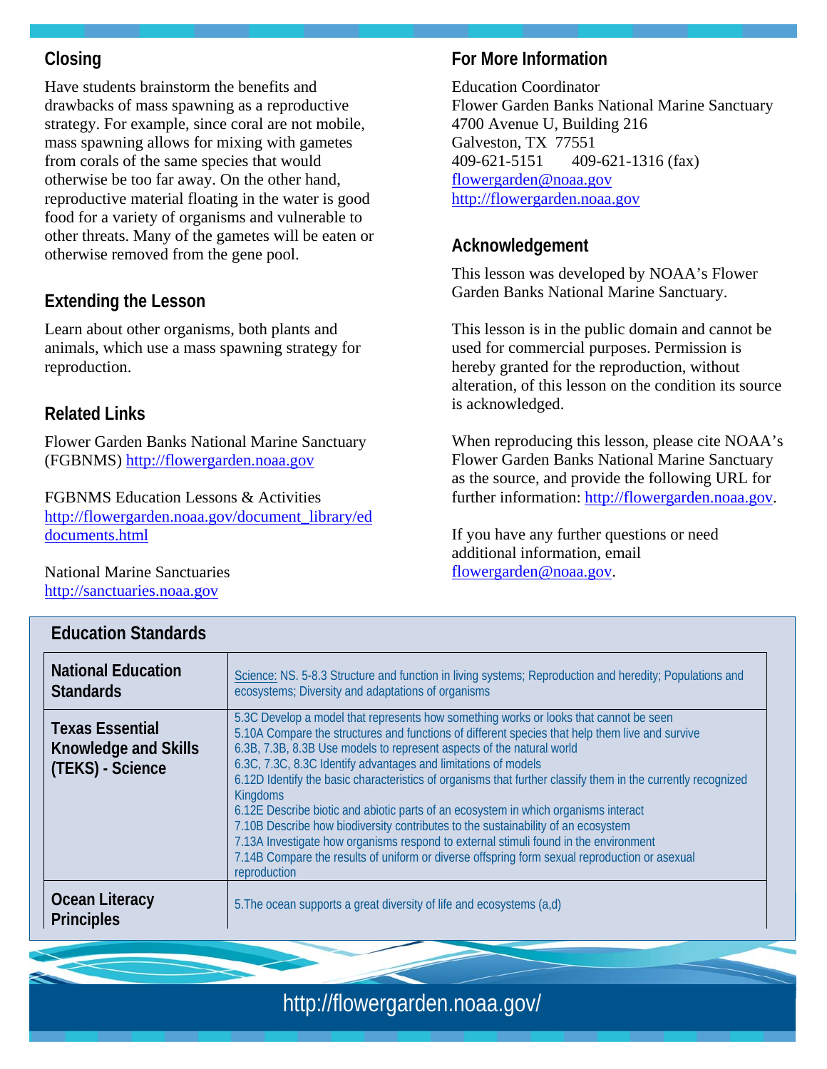## Closing

Have students brainstorm the benefits and drawbacks of mass spawning as a reproductive strategy. For example, since coral are not mobile, mass spawning allows for mixing with gametes from corals of the same species that would otherwise be too far away. On the other hand, reproductive material floating in the water is good food for a variety of organisms and vulnerable to other threats. Many of the gametes will be eaten or otherwise removed from the gene pool.

## Extending the Lesson

Learn about other organisms, both plants and animals, which use a mass spawning strategy for reproduction.

## Related Links

Flower Garden Banks National Marine Sanctuary (FGBNMS) http://flowergarden.noaa.gov

FGBNMS Education Lessons & Activities http://flowergarden.noaa.gov/document_library/eddocuments.html

National Marine Sanctuaries http://sanctuaries.noaa.gov

## For More Information

Education Coordinator
Flower Garden Banks National Marine Sanctuary
4700 Avenue U, Building 216
Galveston, TX 77551
409-621-5151 409-621-1316 (fax)
flowergarden@noaa.gov
http://flowergarden.noaa.gov

## Acknowledgement

This lesson was developed by NOAA's Flower Garden Banks National Marine Sanctuary.

This lesson is in the public domain and cannot be used for commercial purposes. Permission is hereby granted for the reproduction, without alteration, of this lesson on the condition its source is acknowledged.

When reproducing this lesson, please cite NOAA's Flower Garden Banks National Marine Sanctuary as the source, and provide the following URL for further information: http://flowergarden.noaa.gov.

If you have any further questions or need additional information, email flowergarden@noaa.gov.

## Education Standards

| | |
|---|---|
| **National Education Standards** | Science: NS. 5-8.3 Structure and function in living systems; Reproduction and heredity; Populations and ecosystems; Diversity and adaptations of organisms |
| **Texas Essential Knowledge and Skills (TEKS) - Science** | 5.3C Develop a model that represents how something works or looks that cannot be seen<br>5.10A Compare the structures and functions of different species that help them live and survive<br>6.3B, 7.3B, 8.3B Use models to represent aspects of the natural world<br>6.3C, 7.3C, 8.3C Identify advantages and limitations of models<br>6.12D Identify the basic characteristics of organisms that further classify them in the currently recognized Kingdoms<br>6.12E Describe biotic and abiotic parts of an ecosystem in which organisms interact<br>7.10B Describe how biodiversity contributes to the sustainability of an ecosystem<br>7.13A Investigate how organisms respond to external stimuli found in the environment<br>7.14B Compare the results of uniform or diverse offspring form sexual reproduction or asexual reproduction |
| **Ocean Literacy Principles** | 5.The ocean supports a great diversity of life and ecosystems (a,d) |

http://flowergarden.noaa.gov/